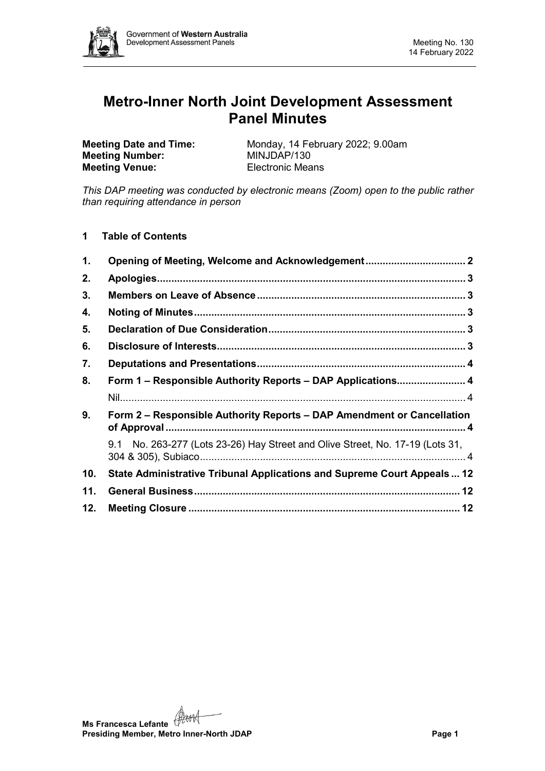# Metro-Inner North Joint Development Assessment Panel Minutes

**Meeting Date and Time:** Monday, 14 February 2022; 9.00am
**Meeting Number:** MINJDAP/130
**Meeting Venue:** Electronic Means

*This DAP meeting was conducted by electronic means (Zoom) open to the public rather than requiring attendance in person*

## 1 Table of Contents

1. **Opening of Meeting, Welcome and Acknowledgement** ... 2
2. **Apologies** ... 3
3. **Members on Leave of Absence** ... 3
4. **Noting of Minutes** ... 3
5. **Declaration of Due Consideration** ... 3
6. **Disclosure of Interests** ... 3
7. **Deputations and Presentations** ... 4
8. **Form 1 – Responsible Authority Reports – DAP Applications** ... 4
   - Nil ... 4
9. **Form 2 – Responsible Authority Reports – DAP Amendment or Cancellation of Approval** ... 4
   - 9.1 No. 263-277 (Lots 23-26) Hay Street and Olive Street, No. 17-19 (Lots 31, 304 & 305), Subiaco ... 4
10. **State Administrative Tribunal Applications and Supreme Court Appeals** ... 12
11. **General Business** ... 12
12. **Meeting Closure** ... 12

**Ms Francesca Lefante**
**Presiding Member, Metro Inner-North JDAP**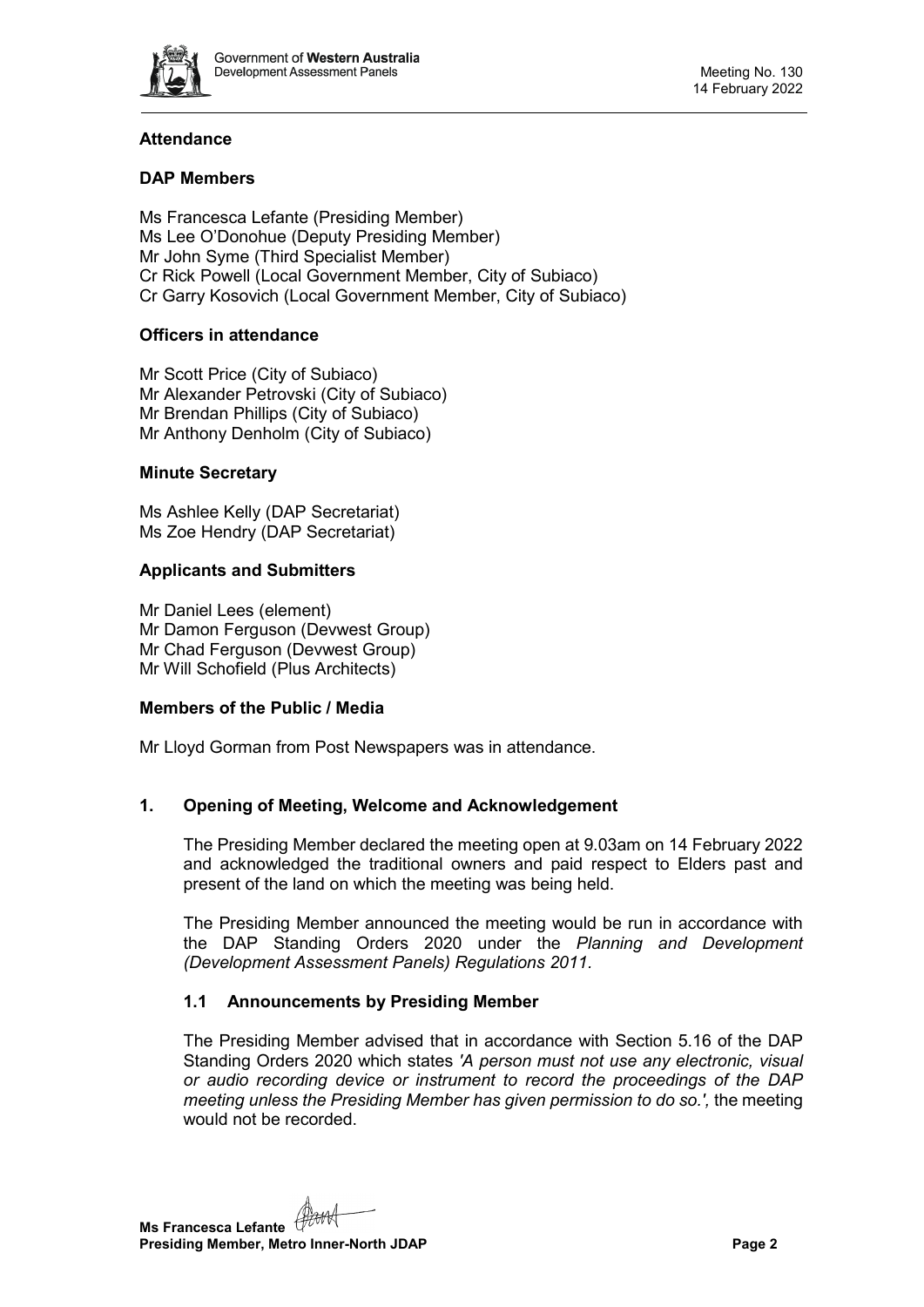## Attendance

### DAP Members

Ms Francesca Lefante (Presiding Member)
Ms Lee O'Donohue (Deputy Presiding Member)
Mr John Syme (Third Specialist Member)
Cr Rick Powell (Local Government Member, City of Subiaco)
Cr Garry Kosovich (Local Government Member, City of Subiaco)

### Officers in attendance

Mr Scott Price (City of Subiaco)
Mr Alexander Petrovski (City of Subiaco)
Mr Brendan Phillips (City of Subiaco)
Mr Anthony Denholm (City of Subiaco)

### Minute Secretary

Ms Ashlee Kelly (DAP Secretariat)
Ms Zoe Hendry (DAP Secretariat)

### Applicants and Submitters

Mr Daniel Lees (element)
Mr Damon Ferguson (Devwest Group)
Mr Chad Ferguson (Devwest Group)
Mr Will Schofield (Plus Architects)

### Members of the Public / Media

Mr Lloyd Gorman from Post Newspapers was in attendance.

## 1. Opening of Meeting, Welcome and Acknowledgement

The Presiding Member declared the meeting open at 9.03am on 14 February 2022 and acknowledged the traditional owners and paid respect to Elders past and present of the land on which the meeting was being held.

The Presiding Member announced the meeting would be run in accordance with the DAP Standing Orders 2020 under the *Planning and Development (Development Assessment Panels) Regulations 2011*.

### 1.1 Announcements by Presiding Member

The Presiding Member advised that in accordance with Section 5.16 of the DAP Standing Orders 2020 which states *'A person must not use any electronic, visual or audio recording device or instrument to record the proceedings of the DAP meeting unless the Presiding Member has given permission to do so.',* the meeting would not be recorded.

**Ms Francesca Lefante**
**Presiding Member, Metro Inner-North JDAP**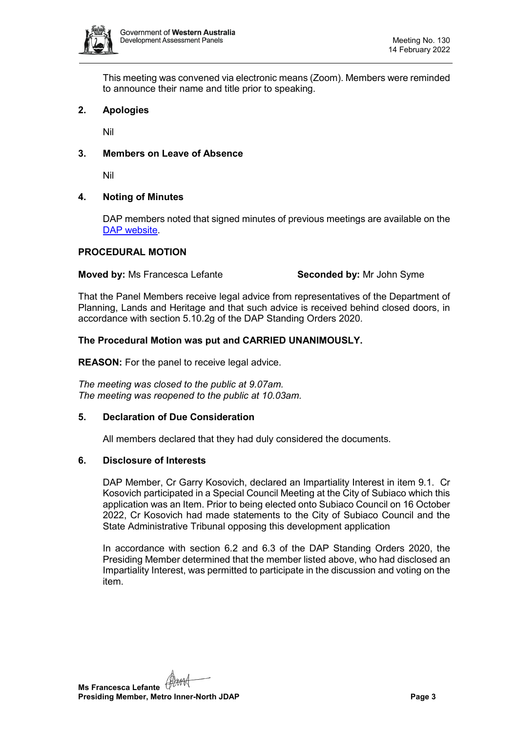This meeting was convened via electronic means (Zoom). Members were reminded to announce their name and title prior to speaking.

## 2. Apologies

Nil

## 3. Members on Leave of Absence

Nil

## 4. Noting of Minutes

DAP members noted that signed minutes of previous meetings are available on the [DAP website](DAP website).

**PROCEDURAL MOTION**

**Moved by:** Ms Francesca Lefante **Seconded by:** Mr John Syme

That the Panel Members receive legal advice from representatives of the Department of Planning, Lands and Heritage and that such advice is received behind closed doors, in accordance with section 5.10.2g of the DAP Standing Orders 2020.

**The Procedural Motion was put and CARRIED UNANIMOUSLY.**

**REASON:** For the panel to receive legal advice.

*The meeting was closed to the public at 9.07am.*
*The meeting was reopened to the public at 10.03am.*

## 5. Declaration of Due Consideration

All members declared that they had duly considered the documents.

## 6. Disclosure of Interests

DAP Member, Cr Garry Kosovich, declared an Impartiality Interest in item 9.1. Cr Kosovich participated in a Special Council Meeting at the City of Subiaco which this application was an Item. Prior to being elected onto Subiaco Council on 16 October 2022, Cr Kosovich had made statements to the City of Subiaco Council and the State Administrative Tribunal opposing this development application

In accordance with section 6.2 and 6.3 of the DAP Standing Orders 2020, the Presiding Member determined that the member listed above, who had disclosed an Impartiality Interest, was permitted to participate in the discussion and voting on the item.

**Ms Francesca Lefante**
**Presiding Member, Metro Inner-North JDAP**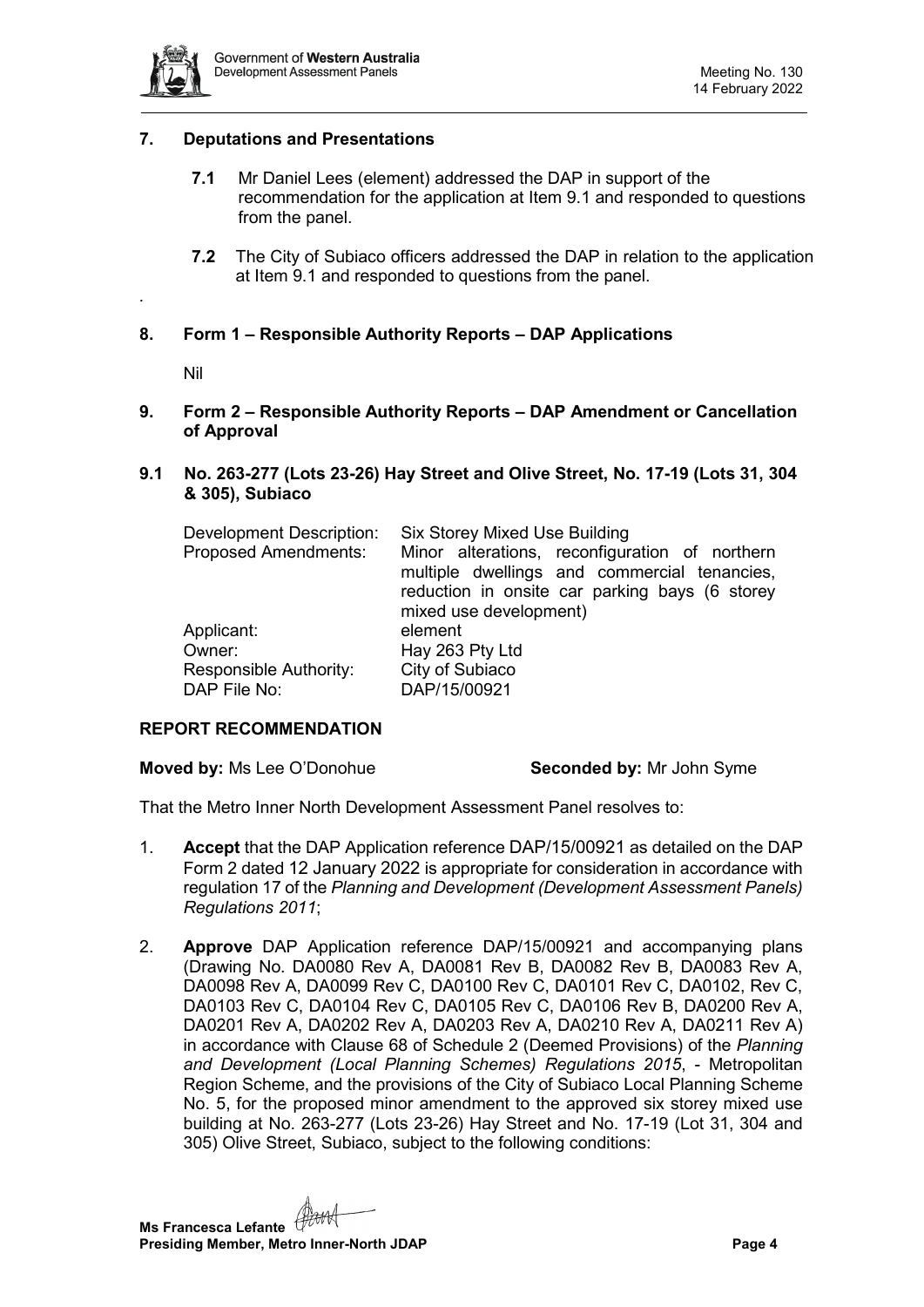## 7. Deputations and Presentations

**7.1** Mr Daniel Lees (element) addressed the DAP in support of the recommendation for the application at Item 9.1 and responded to questions from the panel.

**7.2** The City of Subiaco officers addressed the DAP in relation to the application at Item 9.1 and responded to questions from the panel.

.

## 8. Form 1 – Responsible Authority Reports – DAP Applications

Nil

## 9. Form 2 – Responsible Authority Reports – DAP Amendment or Cancellation of Approval

### 9.1 No. 263-277 (Lots 23-26) Hay Street and Olive Street, No. 17-19 (Lots 31, 304 & 305), Subiaco

| | |
|---|---|
| Development Description: | Six Storey Mixed Use Building |
| Proposed Amendments: | Minor alterations, reconfiguration of northern multiple dwellings and commercial tenancies, reduction in onsite car parking bays (6 storey mixed use development) |
| Applicant: | element |
| Owner: | Hay 263 Pty Ltd |
| Responsible Authority: | City of Subiaco |
| DAP File No: | DAP/15/00921 |

**REPORT RECOMMENDATION**

**Moved by:** Ms Lee O'Donohue **Seconded by:** Mr John Syme

That the Metro Inner North Development Assessment Panel resolves to:

1. **Accept** that the DAP Application reference DAP/15/00921 as detailed on the DAP Form 2 dated 12 January 2022 is appropriate for consideration in accordance with regulation 17 of the *Planning and Development (Development Assessment Panels) Regulations 2011*;

2. **Approve** DAP Application reference DAP/15/00921 and accompanying plans (Drawing No. DA0080 Rev A, DA0081 Rev B, DA0082 Rev B, DA0083 Rev A, DA0098 Rev A, DA0099 Rev C, DA0100 Rev C, DA0101 Rev C, DA0102, Rev C, DA0103 Rev C, DA0104 Rev C, DA0105 Rev C, DA0106 Rev B, DA0200 Rev A, DA0201 Rev A, DA0202 Rev A, DA0203 Rev A, DA0210 Rev A, DA0211 Rev A) in accordance with Clause 68 of Schedule 2 (Deemed Provisions) of the *Planning and Development (Local Planning Schemes) Regulations 2015*, - Metropolitan Region Scheme, and the provisions of the City of Subiaco Local Planning Scheme No. 5, for the proposed minor amendment to the approved six storey mixed use building at No. 263-277 (Lots 23-26) Hay Street and No. 17-19 (Lot 31, 304 and 305) Olive Street, Subiaco, subject to the following conditions:

**Ms Francesca Lefante**
**Presiding Member, Metro Inner-North JDAP**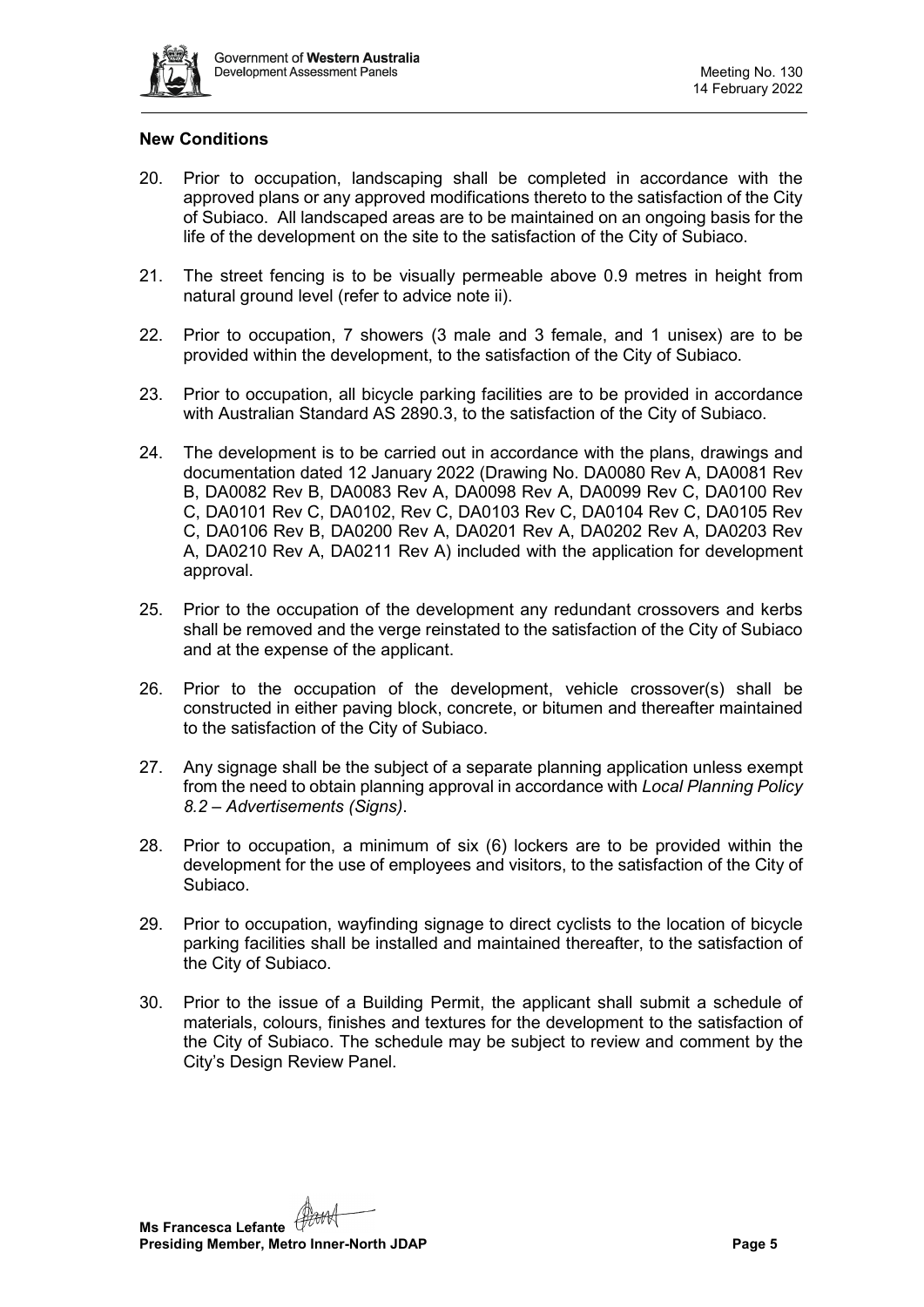**New Conditions**

20. Prior to occupation, landscaping shall be completed in accordance with the approved plans or any approved modifications thereto to the satisfaction of the City of Subiaco. All landscaped areas are to be maintained on an ongoing basis for the life of the development on the site to the satisfaction of the City of Subiaco.

21. The street fencing is to be visually permeable above 0.9 metres in height from natural ground level (refer to advice note ii).

22. Prior to occupation, 7 showers (3 male and 3 female, and 1 unisex) are to be provided within the development, to the satisfaction of the City of Subiaco.

23. Prior to occupation, all bicycle parking facilities are to be provided in accordance with Australian Standard AS 2890.3, to the satisfaction of the City of Subiaco.

24. The development is to be carried out in accordance with the plans, drawings and documentation dated 12 January 2022 (Drawing No. DA0080 Rev A, DA0081 Rev B, DA0082 Rev B, DA0083 Rev A, DA0098 Rev A, DA0099 Rev C, DA0100 Rev C, DA0101 Rev C, DA0102, Rev C, DA0103 Rev C, DA0104 Rev C, DA0105 Rev C, DA0106 Rev B, DA0200 Rev A, DA0201 Rev A, DA0202 Rev A, DA0203 Rev A, DA0210 Rev A, DA0211 Rev A) included with the application for development approval.

25. Prior to the occupation of the development any redundant crossovers and kerbs shall be removed and the verge reinstated to the satisfaction of the City of Subiaco and at the expense of the applicant.

26. Prior to the occupation of the development, vehicle crossover(s) shall be constructed in either paving block, concrete, or bitumen and thereafter maintained to the satisfaction of the City of Subiaco.

27. Any signage shall be the subject of a separate planning application unless exempt from the need to obtain planning approval in accordance with *Local Planning Policy 8.2 – Advertisements (Signs)*.

28. Prior to occupation, a minimum of six (6) lockers are to be provided within the development for the use of employees and visitors, to the satisfaction of the City of Subiaco.

29. Prior to occupation, wayfinding signage to direct cyclists to the location of bicycle parking facilities shall be installed and maintained thereafter, to the satisfaction of the City of Subiaco.

30. Prior to the issue of a Building Permit, the applicant shall submit a schedule of materials, colours, finishes and textures for the development to the satisfaction of the City of Subiaco. The schedule may be subject to review and comment by the City's Design Review Panel.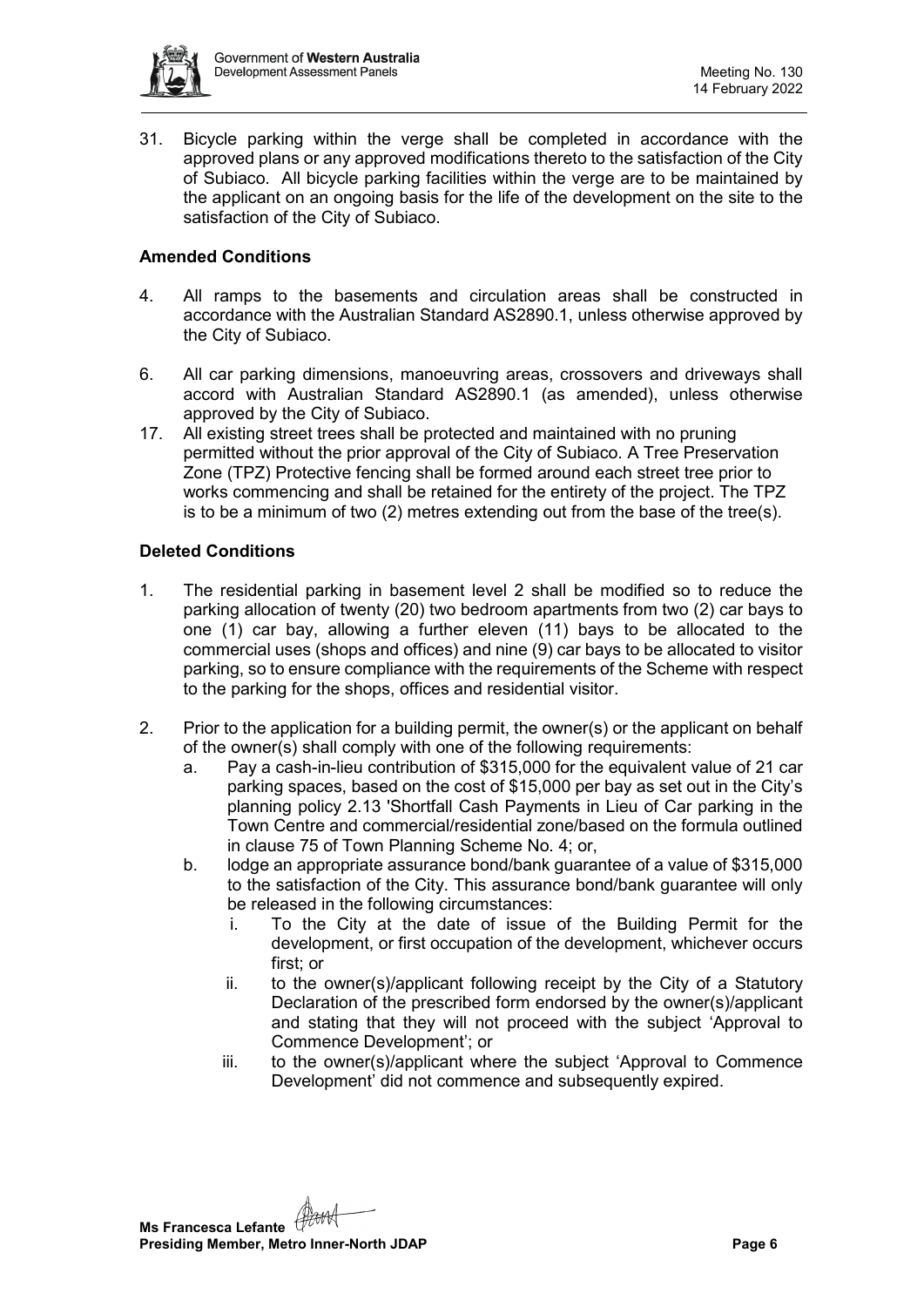31. Bicycle parking within the verge shall be completed in accordance with the approved plans or any approved modifications thereto to the satisfaction of the City of Subiaco. All bicycle parking facilities within the verge are to be maintained by the applicant on an ongoing basis for the life of the development on the site to the satisfaction of the City of Subiaco.

**Amended Conditions**

4. All ramps to the basements and circulation areas shall be constructed in accordance with the Australian Standard AS2890.1, unless otherwise approved by the City of Subiaco.

6. All car parking dimensions, manoeuvring areas, crossovers and driveways shall accord with Australian Standard AS2890.1 (as amended), unless otherwise approved by the City of Subiaco.
17. All existing street trees shall be protected and maintained with no pruning permitted without the prior approval of the City of Subiaco. A Tree Preservation Zone (TPZ) Protective fencing shall be formed around each street tree prior to works commencing and shall be retained for the entirety of the project. The TPZ is to be a minimum of two (2) metres extending out from the base of the tree(s).

**Deleted Conditions**

1. The residential parking in basement level 2 shall be modified so to reduce the parking allocation of twenty (20) two bedroom apartments from two (2) car bays to one (1) car bay, allowing a further eleven (11) bays to be allocated to the commercial uses (shops and offices) and nine (9) car bays to be allocated to visitor parking, so to ensure compliance with the requirements of the Scheme with respect to the parking for the shops, offices and residential visitor.

2. Prior to the application for a building permit, the owner(s) or the applicant on behalf of the owner(s) shall comply with one of the following requirements:
   a. Pay a cash-in-lieu contribution of $315,000 for the equivalent value of 21 car parking spaces, based on the cost of $15,000 per bay as set out in the City's planning policy 2.13 'Shortfall Cash Payments in Lieu of Car parking in the Town Centre and commercial/residential zone/based on the formula outlined in clause 75 of Town Planning Scheme No. 4; or,
   b. lodge an appropriate assurance bond/bank guarantee of a value of $315,000 to the satisfaction of the City. This assurance bond/bank guarantee will only be released in the following circumstances:
      i. To the City at the date of issue of the Building Permit for the development, or first occupation of the development, whichever occurs first; or
      ii. to the owner(s)/applicant following receipt by the City of a Statutory Declaration of the prescribed form endorsed by the owner(s)/applicant and stating that they will not proceed with the subject 'Approval to Commence Development'; or
      iii. to the owner(s)/applicant where the subject 'Approval to Commence Development' did not commence and subsequently expired.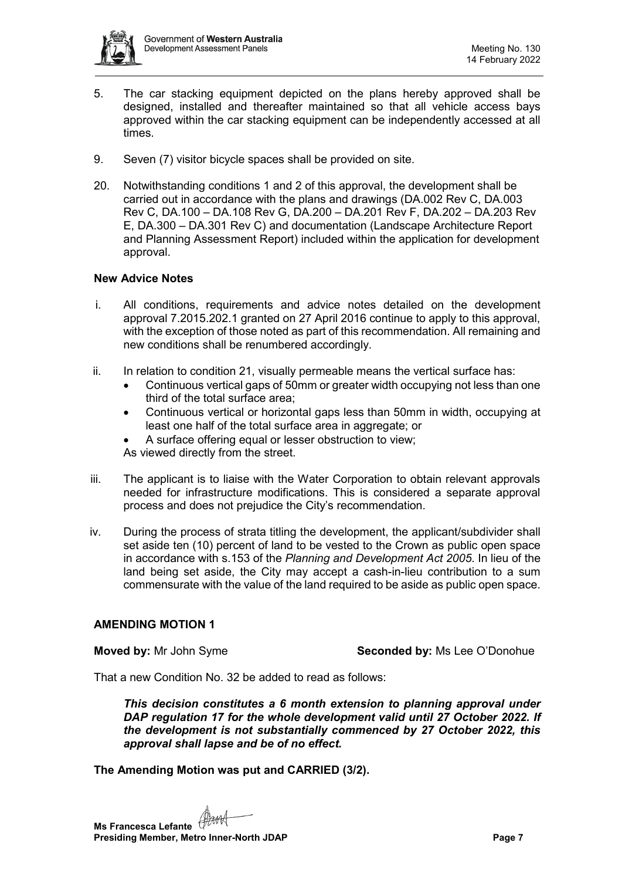5. The car stacking equipment depicted on the plans hereby approved shall be designed, installed and thereafter maintained so that all vehicle access bays approved within the car stacking equipment can be independently accessed at all times.

9. Seven (7) visitor bicycle spaces shall be provided on site.

20. Notwithstanding conditions 1 and 2 of this approval, the development shall be carried out in accordance with the plans and drawings (DA.002 Rev C, DA.003 Rev C, DA.100 – DA.108 Rev G, DA.200 – DA.201 Rev F, DA.202 – DA.203 Rev E, DA.300 – DA.301 Rev C) and documentation (Landscape Architecture Report and Planning Assessment Report) included within the application for development approval.

**New Advice Notes**

i. All conditions, requirements and advice notes detailed on the development approval 7.2015.202.1 granted on 27 April 2016 continue to apply to this approval, with the exception of those noted as part of this recommendation. All remaining and new conditions shall be renumbered accordingly.

ii. In relation to condition 21, visually permeable means the vertical surface has:
   - Continuous vertical gaps of 50mm or greater width occupying not less than one third of the total surface area;
   - Continuous vertical or horizontal gaps less than 50mm in width, occupying at least one half of the total surface area in aggregate; or
   - A surface offering equal or lesser obstruction to view;

   As viewed directly from the street.

iii. The applicant is to liaise with the Water Corporation to obtain relevant approvals needed for infrastructure modifications. This is considered a separate approval process and does not prejudice the City's recommendation.

iv. During the process of strata titling the development, the applicant/subdivider shall set aside ten (10) percent of land to be vested to the Crown as public open space in accordance with s.153 of the *Planning and Development Act 2005*. In lieu of the land being set aside, the City may accept a cash-in-lieu contribution to a sum commensurate with the value of the land required to be aside as public open space.

**AMENDING MOTION 1**

**Moved by:** Mr John Syme **Seconded by:** Ms Lee O'Donohue

That a new Condition No. 32 be added to read as follows:

> ***This decision constitutes a 6 month extension to planning approval under DAP regulation 17 for the whole development valid until 27 October 2022. If the development is not substantially commenced by 27 October 2022, this approval shall lapse and be of no effect.***

**The Amending Motion was put and CARRIED (3/2).**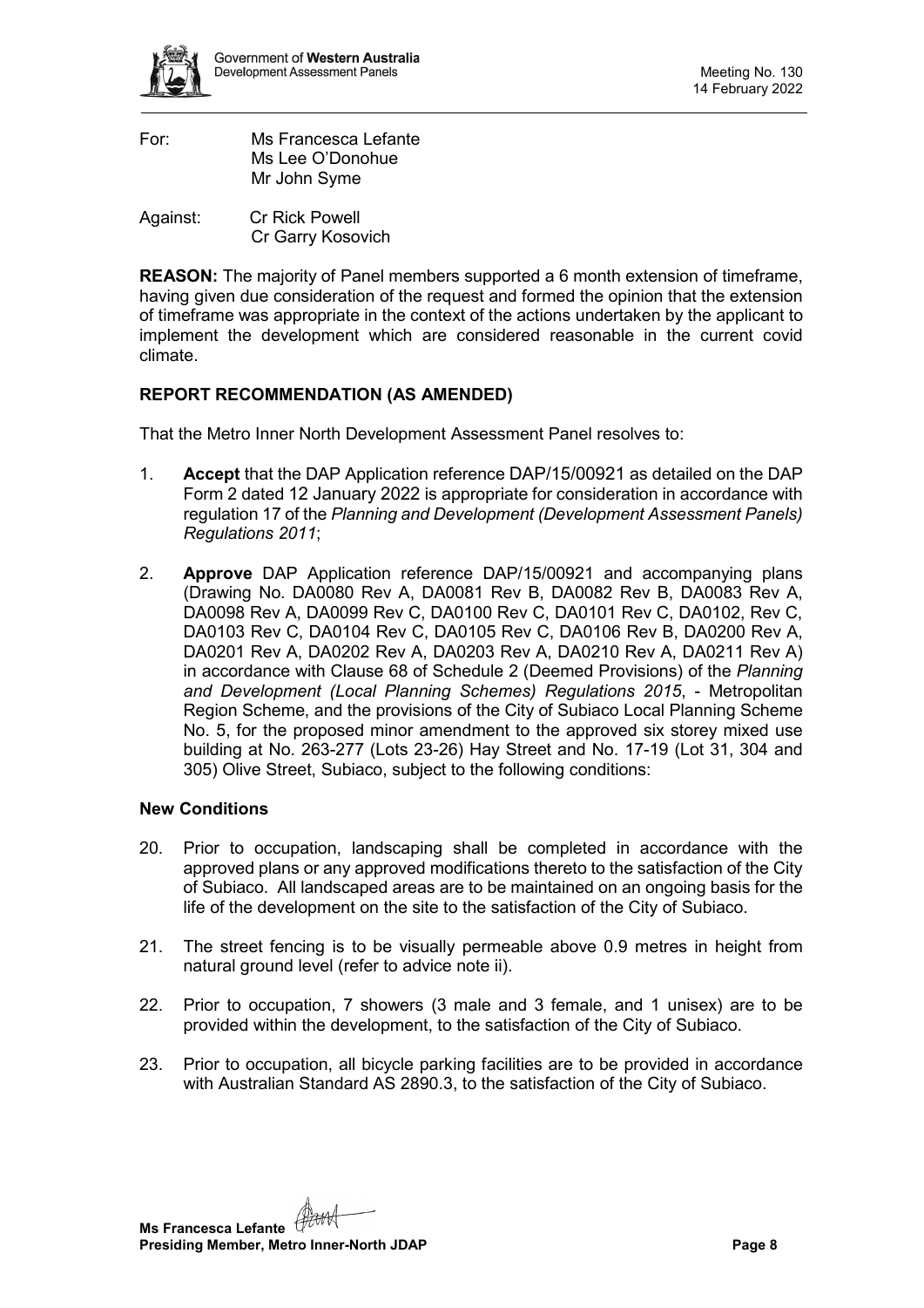For: Ms Francesca Lefante
Ms Lee O'Donohue
Mr John Syme

Against: Cr Rick Powell
Cr Garry Kosovich

**REASON:** The majority of Panel members supported a 6 month extension of timeframe, having given due consideration of the request and formed the opinion that the extension of timeframe was appropriate in the context of the actions undertaken by the applicant to implement the development which are considered reasonable in the current covid climate.

## REPORT RECOMMENDATION (AS AMENDED)

That the Metro Inner North Development Assessment Panel resolves to:

1. **Accept** that the DAP Application reference DAP/15/00921 as detailed on the DAP Form 2 dated 12 January 2022 is appropriate for consideration in accordance with regulation 17 of the *Planning and Development (Development Assessment Panels) Regulations 2011*;

2. **Approve** DAP Application reference DAP/15/00921 and accompanying plans (Drawing No. DA0080 Rev A, DA0081 Rev B, DA0082 Rev B, DA0083 Rev A, DA0098 Rev A, DA0099 Rev C, DA0100 Rev C, DA0101 Rev C, DA0102, Rev C, DA0103 Rev C, DA0104 Rev C, DA0105 Rev C, DA0106 Rev B, DA0200 Rev A, DA0201 Rev A, DA0202 Rev A, DA0203 Rev A, DA0210 Rev A, DA0211 Rev A) in accordance with Clause 68 of Schedule 2 (Deemed Provisions) of the *Planning and Development (Local Planning Schemes) Regulations 2015*, - Metropolitan Region Scheme, and the provisions of the City of Subiaco Local Planning Scheme No. 5, for the proposed minor amendment to the approved six storey mixed use building at No. 263-277 (Lots 23-26) Hay Street and No. 17-19 (Lot 31, 304 and 305) Olive Street, Subiaco, subject to the following conditions:

### New Conditions

20. Prior to occupation, landscaping shall be completed in accordance with the approved plans or any approved modifications thereto to the satisfaction of the City of Subiaco. All landscaped areas are to be maintained on an ongoing basis for the life of the development on the site to the satisfaction of the City of Subiaco.

21. The street fencing is to be visually permeable above 0.9 metres in height from natural ground level (refer to advice note ii).

22. Prior to occupation, 7 showers (3 male and 3 female, and 1 unisex) are to be provided within the development, to the satisfaction of the City of Subiaco.

23. Prior to occupation, all bicycle parking facilities are to be provided in accordance with Australian Standard AS 2890.3, to the satisfaction of the City of Subiaco.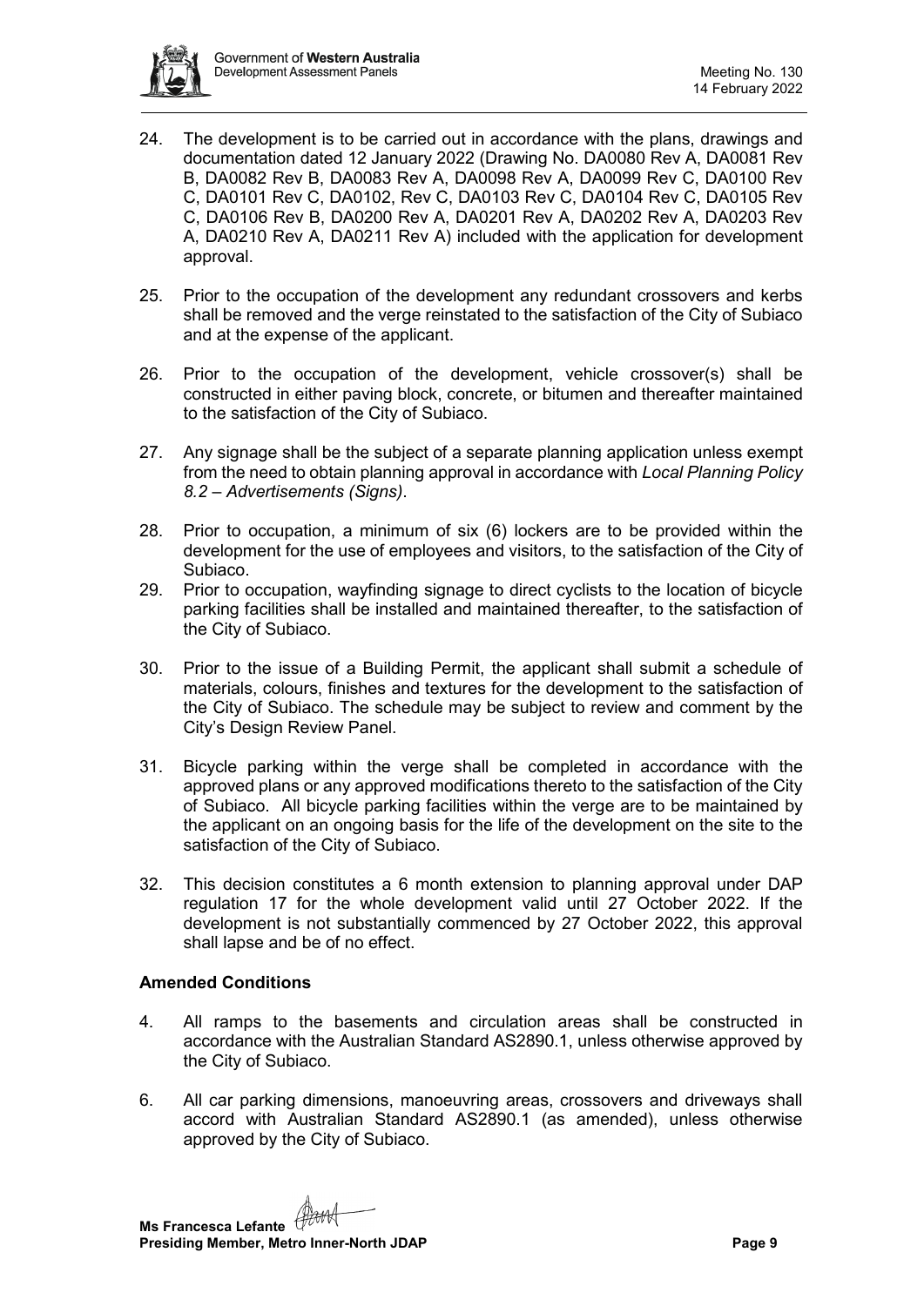24. The development is to be carried out in accordance with the plans, drawings and documentation dated 12 January 2022 (Drawing No. DA0080 Rev A, DA0081 Rev B, DA0082 Rev B, DA0083 Rev A, DA0098 Rev A, DA0099 Rev C, DA0100 Rev C, DA0101 Rev C, DA0102, Rev C, DA0103 Rev C, DA0104 Rev C, DA0105 Rev C, DA0106 Rev B, DA0200 Rev A, DA0201 Rev A, DA0202 Rev A, DA0203 Rev A, DA0210 Rev A, DA0211 Rev A) included with the application for development approval.

25. Prior to the occupation of the development any redundant crossovers and kerbs shall be removed and the verge reinstated to the satisfaction of the City of Subiaco and at the expense of the applicant.

26. Prior to the occupation of the development, vehicle crossover(s) shall be constructed in either paving block, concrete, or bitumen and thereafter maintained to the satisfaction of the City of Subiaco.

27. Any signage shall be the subject of a separate planning application unless exempt from the need to obtain planning approval in accordance with *Local Planning Policy 8.2 – Advertisements (Signs)*.

28. Prior to occupation, a minimum of six (6) lockers are to be provided within the development for the use of employees and visitors, to the satisfaction of the City of Subiaco.

29. Prior to occupation, wayfinding signage to direct cyclists to the location of bicycle parking facilities shall be installed and maintained thereafter, to the satisfaction of the City of Subiaco.

30. Prior to the issue of a Building Permit, the applicant shall submit a schedule of materials, colours, finishes and textures for the development to the satisfaction of the City of Subiaco. The schedule may be subject to review and comment by the City's Design Review Panel.

31. Bicycle parking within the verge shall be completed in accordance with the approved plans or any approved modifications thereto to the satisfaction of the City of Subiaco. All bicycle parking facilities within the verge are to be maintained by the applicant on an ongoing basis for the life of the development on the site to the satisfaction of the City of Subiaco.

32. This decision constitutes a 6 month extension to planning approval under DAP regulation 17 for the whole development valid until 27 October 2022. If the development is not substantially commenced by 27 October 2022, this approval shall lapse and be of no effect.

**Amended Conditions**

4. All ramps to the basements and circulation areas shall be constructed in accordance with the Australian Standard AS2890.1, unless otherwise approved by the City of Subiaco.

6. All car parking dimensions, manoeuvring areas, crossovers and driveways shall accord with Australian Standard AS2890.1 (as amended), unless otherwise approved by the City of Subiaco.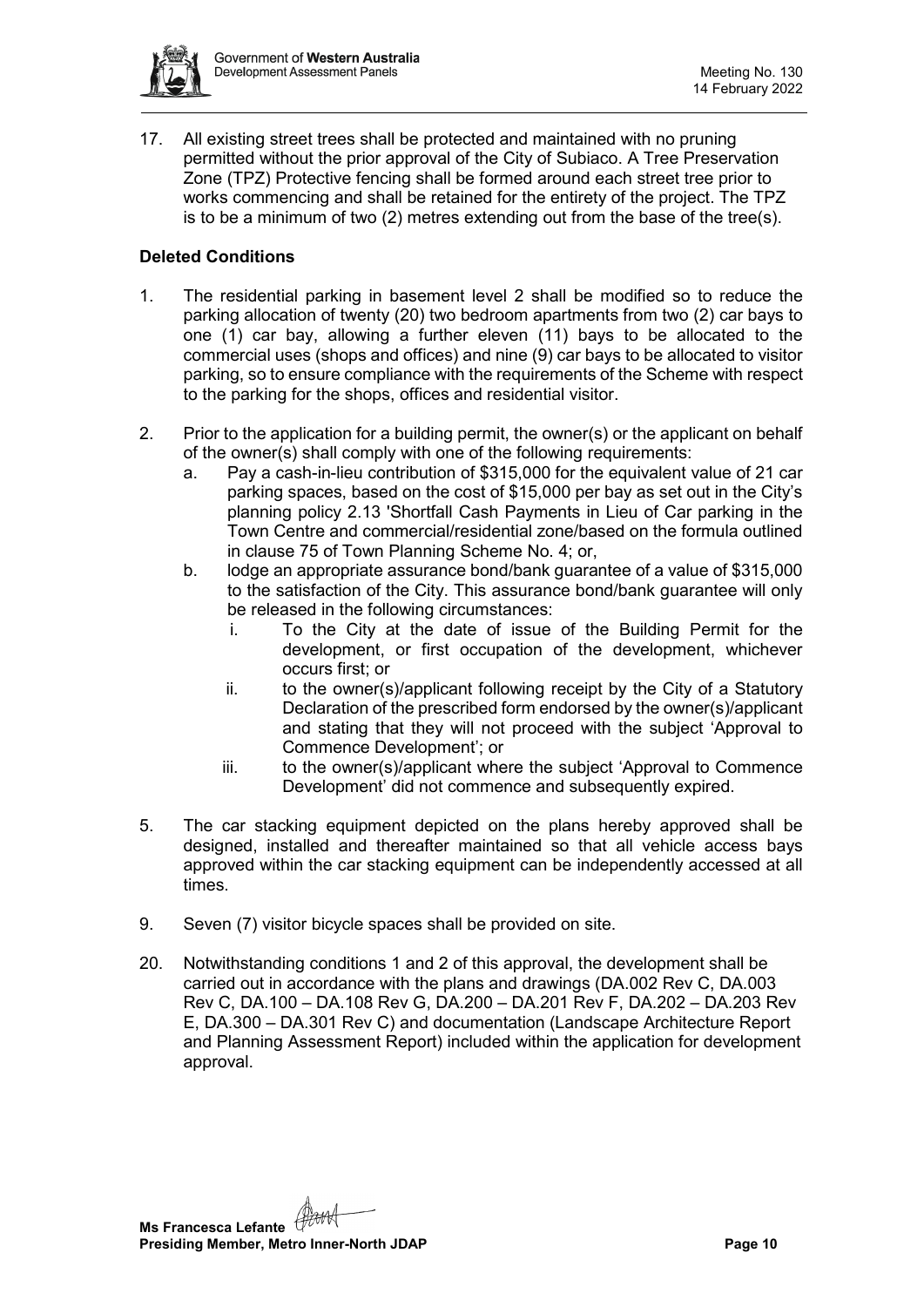17. All existing street trees shall be protected and maintained with no pruning permitted without the prior approval of the City of Subiaco. A Tree Preservation Zone (TPZ) Protective fencing shall be formed around each street tree prior to works commencing and shall be retained for the entirety of the project. The TPZ is to be a minimum of two (2) metres extending out from the base of the tree(s).

**Deleted Conditions**

1. The residential parking in basement level 2 shall be modified so to reduce the parking allocation of twenty (20) two bedroom apartments from two (2) car bays to one (1) car bay, allowing a further eleven (11) bays to be allocated to the commercial uses (shops and offices) and nine (9) car bays to be allocated to visitor parking, so to ensure compliance with the requirements of the Scheme with respect to the parking for the shops, offices and residential visitor.

2. Prior to the application for a building permit, the owner(s) or the applicant on behalf of the owner(s) shall comply with one of the following requirements:
   a. Pay a cash-in-lieu contribution of $315,000 for the equivalent value of 21 car parking spaces, based on the cost of $15,000 per bay as set out in the City's planning policy 2.13 'Shortfall Cash Payments in Lieu of Car parking in the Town Centre and commercial/residential zone/based on the formula outlined in clause 75 of Town Planning Scheme No. 4; or,
   b. lodge an appropriate assurance bond/bank guarantee of a value of $315,000 to the satisfaction of the City. This assurance bond/bank guarantee will only be released in the following circumstances:
      i. To the City at the date of issue of the Building Permit for the development, or first occupation of the development, whichever occurs first; or
      ii. to the owner(s)/applicant following receipt by the City of a Statutory Declaration of the prescribed form endorsed by the owner(s)/applicant and stating that they will not proceed with the subject 'Approval to Commence Development'; or
      iii. to the owner(s)/applicant where the subject 'Approval to Commence Development' did not commence and subsequently expired.

5. The car stacking equipment depicted on the plans hereby approved shall be designed, installed and thereafter maintained so that all vehicle access bays approved within the car stacking equipment can be independently accessed at all times.

9. Seven (7) visitor bicycle spaces shall be provided on site.

20. Notwithstanding conditions 1 and 2 of this approval, the development shall be carried out in accordance with the plans and drawings (DA.002 Rev C, DA.003 Rev C, DA.100 – DA.108 Rev G, DA.200 – DA.201 Rev F, DA.202 – DA.203 Rev E, DA.300 – DA.301 Rev C) and documentation (Landscape Architecture Report and Planning Assessment Report) included within the application for development approval.

**Ms Francesca Lefante**
**Presiding Member, Metro Inner-North JDAP**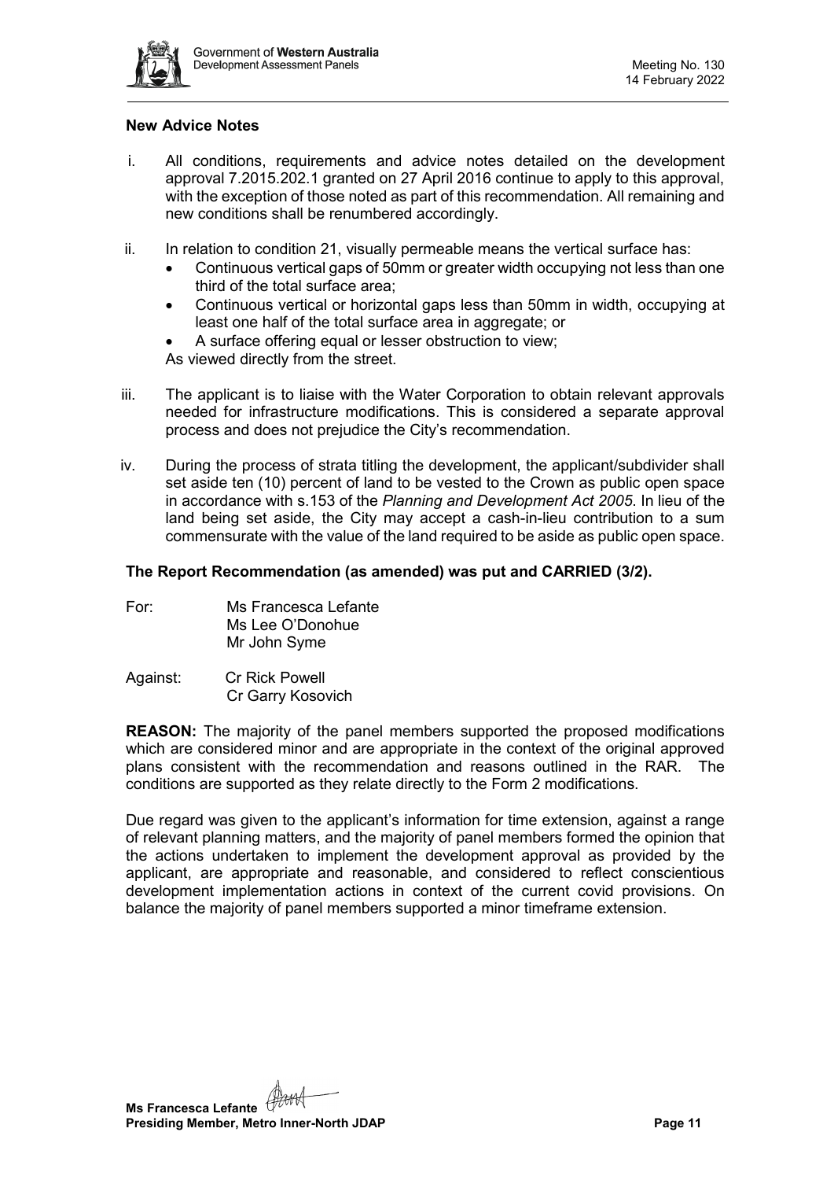**New Advice Notes**

i. All conditions, requirements and advice notes detailed on the development approval 7.2015.202.1 granted on 27 April 2016 continue to apply to this approval, with the exception of those noted as part of this recommendation. All remaining and new conditions shall be renumbered accordingly.

ii. In relation to condition 21, visually permeable means the vertical surface has:
   - Continuous vertical gaps of 50mm or greater width occupying not less than one third of the total surface area;
   - Continuous vertical or horizontal gaps less than 50mm in width, occupying at least one half of the total surface area in aggregate; or
   - A surface offering equal or lesser obstruction to view;

   As viewed directly from the street.

iii. The applicant is to liaise with the Water Corporation to obtain relevant approvals needed for infrastructure modifications. This is considered a separate approval process and does not prejudice the City's recommendation.

iv. During the process of strata titling the development, the applicant/subdivider shall set aside ten (10) percent of land to be vested to the Crown as public open space in accordance with s.153 of the *Planning and Development Act 2005*. In lieu of the land being set aside, the City may accept a cash-in-lieu contribution to a sum commensurate with the value of the land required to be aside as public open space.

**The Report Recommendation (as amended) was put and CARRIED (3/2).**

For: Ms Francesca Lefante
Ms Lee O'Donohue
Mr John Syme

Against: Cr Rick Powell
Cr Garry Kosovich

**REASON:** The majority of the panel members supported the proposed modifications which are considered minor and are appropriate in the context of the original approved plans consistent with the recommendation and reasons outlined in the RAR. The conditions are supported as they relate directly to the Form 2 modifications.

Due regard was given to the applicant's information for time extension, against a range of relevant planning matters, and the majority of panel members formed the opinion that the actions undertaken to implement the development approval as provided by the applicant, are appropriate and reasonable, and considered to reflect conscientious development implementation actions in context of the current covid provisions. On balance the majority of panel members supported a minor timeframe extension.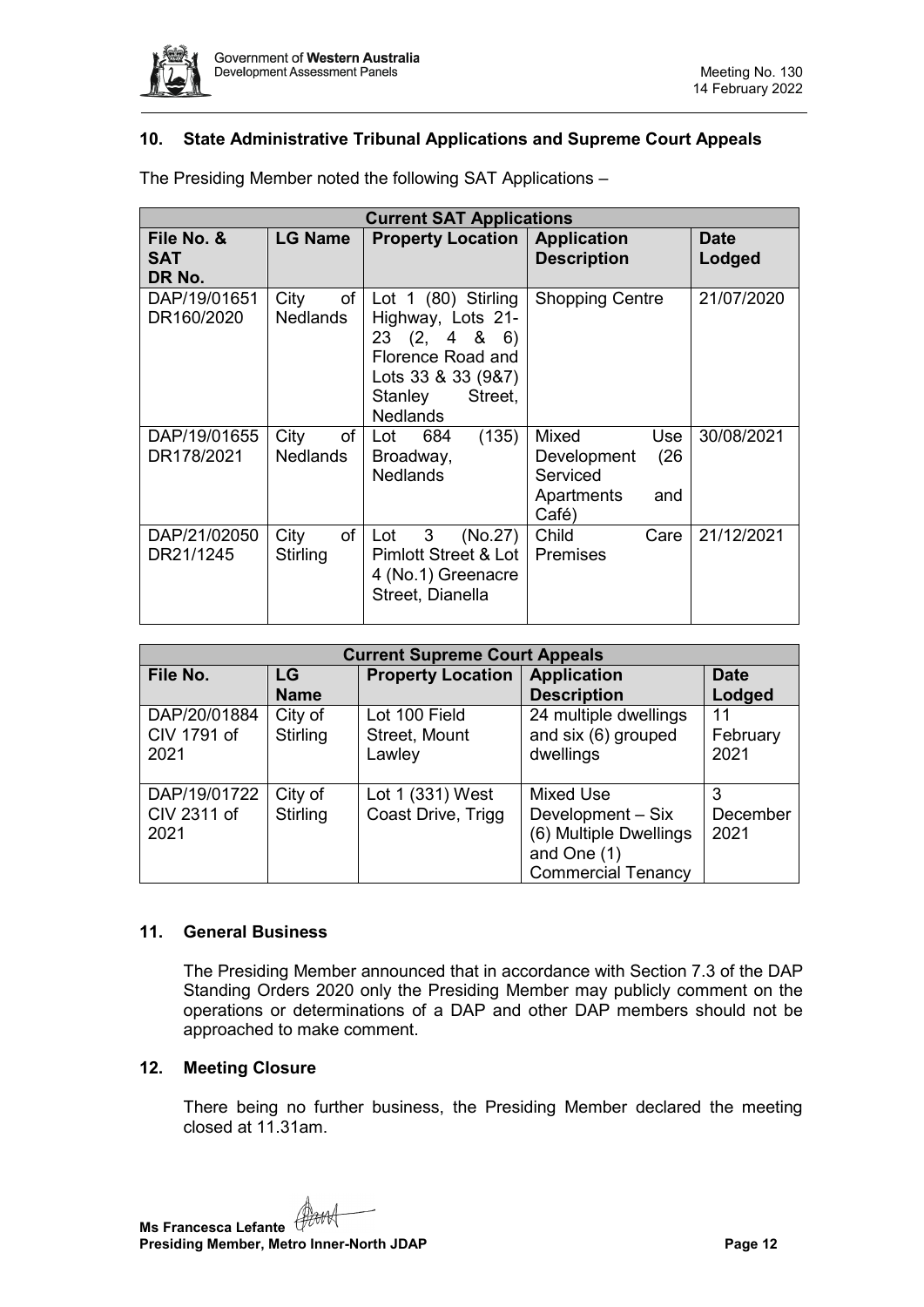## 10. State Administrative Tribunal Applications and Supreme Court Appeals

The Presiding Member noted the following SAT Applications –

| Current SAT Applications | | | | |
|---|---|---|---|---|
| **File No. & SAT DR No.** | **LG Name** | **Property Location** | **Application Description** | **Date Lodged** |
| DAP/19/01651 DR160/2020 | City of Nedlands | Lot 1 (80) Stirling Highway, Lots 21-23 (2, 4 & 6) Florence Road and Lots 33 & 33 (9&7) Stanley Street, Nedlands | Shopping Centre | 21/07/2020 |
| DAP/19/01655 DR178/2021 | City of Nedlands | Lot 684 (135) Broadway, Nedlands | Mixed Use Development (26 Serviced Apartments and Café) | 30/08/2021 |
| DAP/21/02050 DR21/1245 | City of Stirling | Lot 3 (No.27) Pimlott Street & Lot 4 (No.1) Greenacre Street, Dianella | Child Care Premises | 21/12/2021 |

| Current Supreme Court Appeals | | | | |
|---|---|---|---|---|
| **File No.** | **LG Name** | **Property Location** | **Application Description** | **Date Lodged** |
| DAP/20/01884 CIV 1791 of 2021 | City of Stirling | Lot 100 Field Street, Mount Lawley | 24 multiple dwellings and six (6) grouped dwellings | 11 February 2021 |
| DAP/19/01722 CIV 2311 of 2021 | City of Stirling | Lot 1 (331) West Coast Drive, Trigg | Mixed Use Development – Six (6) Multiple Dwellings and One (1) Commercial Tenancy | 3 December 2021 |

## 11. General Business

The Presiding Member announced that in accordance with Section 7.3 of the DAP Standing Orders 2020 only the Presiding Member may publicly comment on the operations or determinations of a DAP and other DAP members should not be approached to make comment.

## 12. Meeting Closure

There being no further business, the Presiding Member declared the meeting closed at 11.31am.

**Ms Francesca Lefante**
**Presiding Member, Metro Inner-North JDAP**